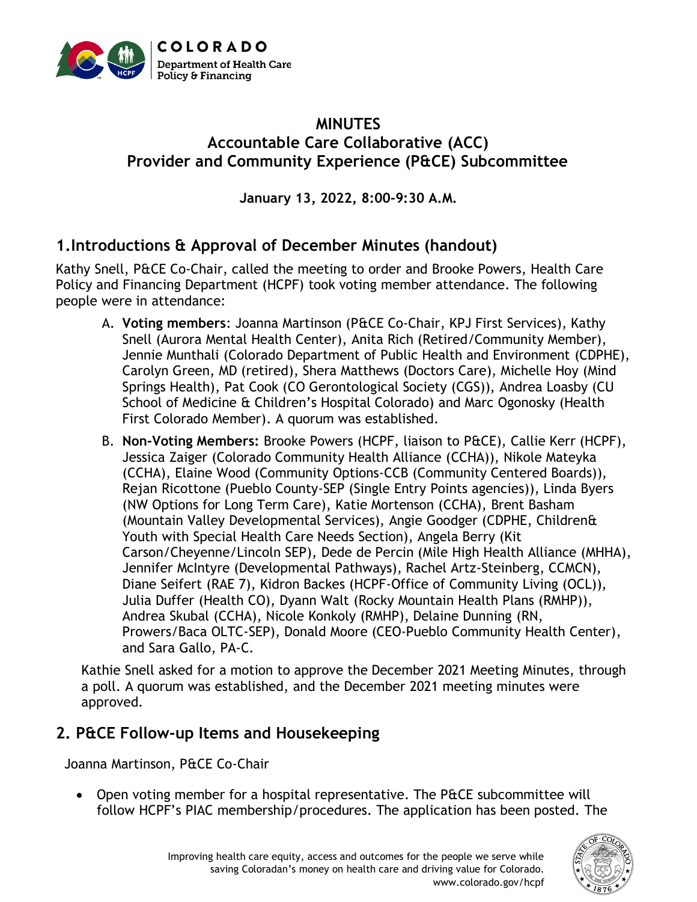# MINUTES
## Accountable Care Collaborative (ACC)
## Provider and Community Experience (P&CE) Subcommittee

**January 13, 2022, 8:00-9:30 A.M.**

## 1. Introductions & Approval of December Minutes (handout)

Kathy Snell, P&CE Co-Chair, called the meeting to order and Brooke Powers, Health Care Policy and Financing Department (HCPF) took voting member attendance. The following people were in attendance:

A. **Voting members**: Joanna Martinson (P&CE Co-Chair, KPJ First Services), Kathy Snell (Aurora Mental Health Center), Anita Rich (Retired/Community Member), Jennie Munthali (Colorado Department of Public Health and Environment (CDPHE), Carolyn Green, MD (retired), Shera Matthews (Doctors Care), Michelle Hoy (Mind Springs Health), Pat Cook (CO Gerontological Society (CGS)), Andrea Loasby (CU School of Medicine & Children's Hospital Colorado) and Marc Ogonosky (Health First Colorado Member). A quorum was established.

B. **Non-Voting Members:** Brooke Powers (HCPF, liaison to P&CE), Callie Kerr (HCPF), Jessica Zaiger (Colorado Community Health Alliance (CCHA)), Nikole Mateyka (CCHA), Elaine Wood (Community Options-CCB (Community Centered Boards)), Rejan Ricottone (Pueblo County-SEP (Single Entry Points agencies)), Linda Byers (NW Options for Long Term Care), Katie Mortenson (CCHA), Brent Basham (Mountain Valley Developmental Services), Angie Goodger (CDPHE, Children& Youth with Special Health Care Needs Section), Angela Berry (Kit Carson/Cheyenne/Lincoln SEP), Dede de Percin (Mile High Health Alliance (MHHA), Jennifer McIntyre (Developmental Pathways), Rachel Artz-Steinberg, CCMCN), Diane Seifert (RAE 7), Kidron Backes (HCPF-Office of Community Living (OCL)), Julia Duffer (Health CO), Dyann Walt (Rocky Mountain Health Plans (RMHP)), Andrea Skubal (CCHA), Nicole Konkoly (RMHP), Delaine Dunning (RN, Prowers/Baca OLTC-SEP), Donald Moore (CEO-Pueblo Community Health Center), and Sara Gallo, PA-C.

Kathie Snell asked for a motion to approve the December 2021 Meeting Minutes, through a poll. A quorum was established, and the December 2021 meeting minutes were approved.

## 2. P&CE Follow-up Items and Housekeeping

Joanna Martinson, P&CE Co-Chair

- Open voting member for a hospital representative. The P&CE subcommittee will follow HCPF's PIAC membership/procedures. The application has been posted. The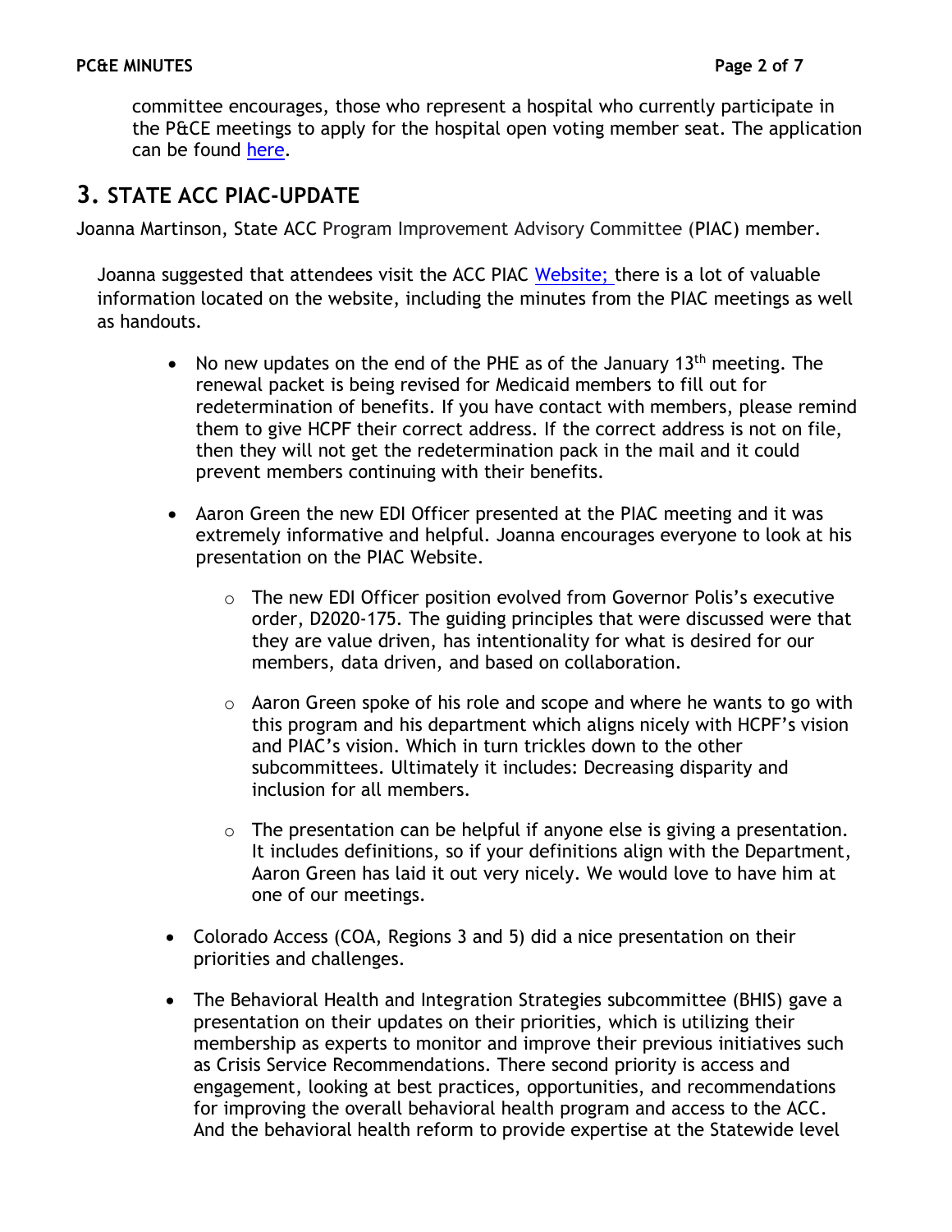committee encourages, those who represent a hospital who currently participate in the P&CE meetings to apply for the hospital open voting member seat. The application can be found here.

## 3. STATE ACC PIAC-UPDATE

Joanna Martinson, State ACC Program Improvement Advisory Committee (PIAC) member.

Joanna suggested that attendees visit the ACC PIAC Website; there is a lot of valuable information located on the website, including the minutes from the PIAC meetings as well as handouts.

- No new updates on the end of the PHE as of the January 13th meeting. The renewal packet is being revised for Medicaid members to fill out for redetermination of benefits. If you have contact with members, please remind them to give HCPF their correct address. If the correct address is not on file, then they will not get the redetermination pack in the mail and it could prevent members continuing with their benefits.
- Aaron Green the new EDI Officer presented at the PIAC meeting and it was extremely informative and helpful. Joanna encourages everyone to look at his presentation on the PIAC Website.
  - The new EDI Officer position evolved from Governor Polis's executive order, D2020-175. The guiding principles that were discussed were that they are value driven, has intentionality for what is desired for our members, data driven, and based on collaboration.
  - Aaron Green spoke of his role and scope and where he wants to go with this program and his department which aligns nicely with HCPF's vision and PIAC's vision. Which in turn trickles down to the other subcommittees. Ultimately it includes: Decreasing disparity and inclusion for all members.
  - The presentation can be helpful if anyone else is giving a presentation. It includes definitions, so if your definitions align with the Department, Aaron Green has laid it out very nicely. We would love to have him at one of our meetings.
- Colorado Access (COA, Regions 3 and 5) did a nice presentation on their priorities and challenges.
- The Behavioral Health and Integration Strategies subcommittee (BHIS) gave a presentation on their updates on their priorities, which is utilizing their membership as experts to monitor and improve their previous initiatives such as Crisis Service Recommendations. There second priority is access and engagement, looking at best practices, opportunities, and recommendations for improving the overall behavioral health program and access to the ACC. And the behavioral health reform to provide expertise at the Statewide level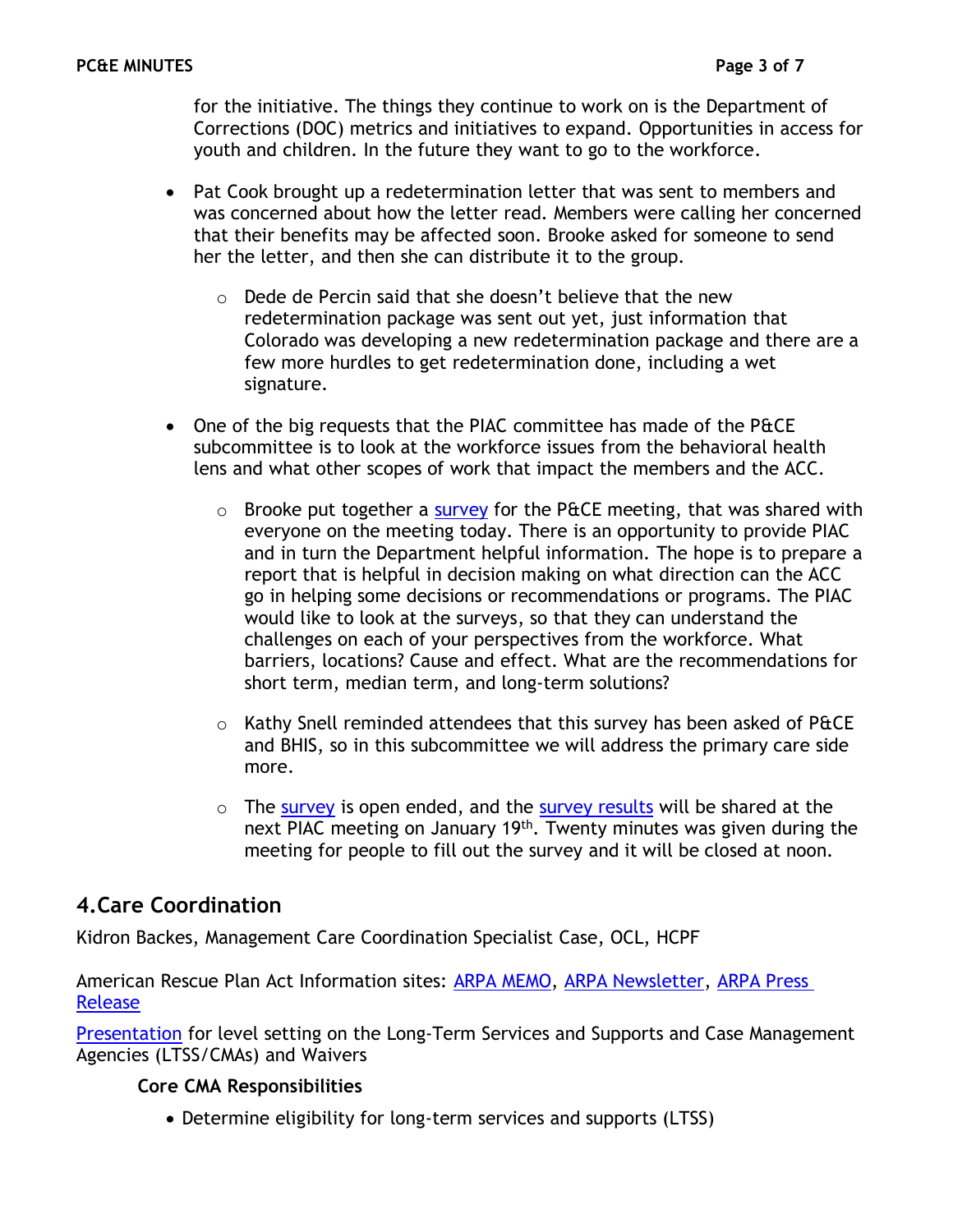for the initiative. The things they continue to work on is the Department of Corrections (DOC) metrics and initiatives to expand. Opportunities in access for youth and children. In the future they want to go to the workforce.

- Pat Cook brought up a redetermination letter that was sent to members and was concerned about how the letter read. Members were calling her concerned that their benefits may be affected soon. Brooke asked for someone to send her the letter, and then she can distribute it to the group.
  - Dede de Percin said that she doesn't believe that the new redetermination package was sent out yet, just information that Colorado was developing a new redetermination package and there are a few more hurdles to get redetermination done, including a wet signature.
- One of the big requests that the PIAC committee has made of the P&CE subcommittee is to look at the workforce issues from the behavioral health lens and what other scopes of work that impact the members and the ACC.
  - Brooke put together a survey for the P&CE meeting, that was shared with everyone on the meeting today. There is an opportunity to provide PIAC and in turn the Department helpful information. The hope is to prepare a report that is helpful in decision making on what direction can the ACC go in helping some decisions or recommendations or programs. The PIAC would like to look at the surveys, so that they can understand the challenges on each of your perspectives from the workforce. What barriers, locations? Cause and effect. What are the recommendations for short term, median term, and long-term solutions?
  - Kathy Snell reminded attendees that this survey has been asked of P&CE and BHIS, so in this subcommittee we will address the primary care side more.
  - The survey is open ended, and the survey results will be shared at the next PIAC meeting on January 19th. Twenty minutes was given during the meeting for people to fill out the survey and it will be closed at noon.

## 4.Care Coordination

Kidron Backes, Management Care Coordination Specialist Case, OCL, HCPF

American Rescue Plan Act Information sites: ARPA MEMO, ARPA Newsletter, ARPA Press Release

Presentation for level setting on the Long-Term Services and Supports and Case Management Agencies (LTSS/CMAs) and Waivers

**Core CMA Responsibilities**

- Determine eligibility for long-term services and supports (LTSS)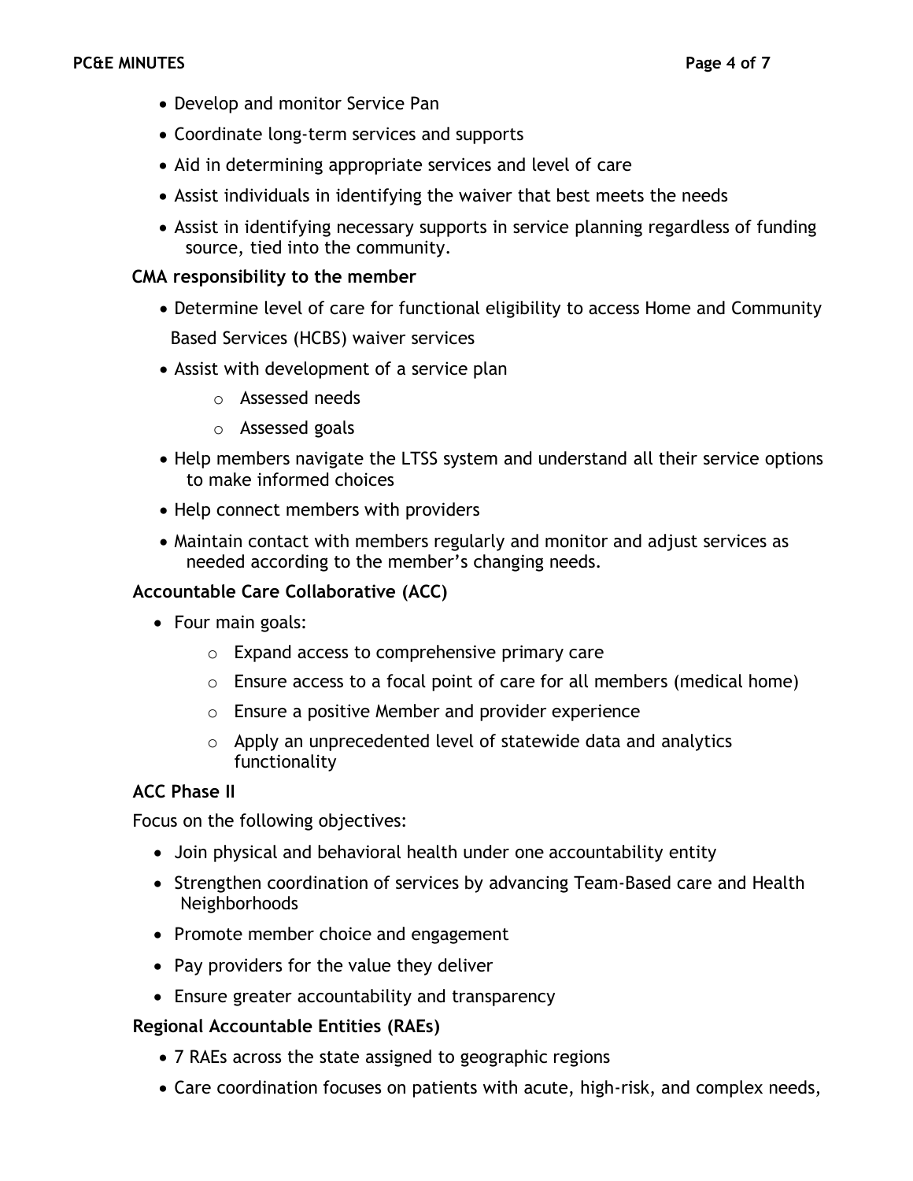- Develop and monitor Service Pan
- Coordinate long-term services and supports
- Aid in determining appropriate services and level of care
- Assist individuals in identifying the waiver that best meets the needs
- Assist in identifying necessary supports in service planning regardless of funding source, tied into the community.

**CMA responsibility to the member**

- Determine level of care for functional eligibility to access Home and Community Based Services (HCBS) waiver services
- Assist with development of a service plan
    - Assessed needs
    - Assessed goals
- Help members navigate the LTSS system and understand all their service options to make informed choices
- Help connect members with providers
- Maintain contact with members regularly and monitor and adjust services as needed according to the member's changing needs.

**Accountable Care Collaborative (ACC)**

- Four main goals:
    - Expand access to comprehensive primary care
    - Ensure access to a focal point of care for all members (medical home)
    - Ensure a positive Member and provider experience
    - Apply an unprecedented level of statewide data and analytics functionality

**ACC Phase II**

Focus on the following objectives:

- Join physical and behavioral health under one accountability entity
- Strengthen coordination of services by advancing Team-Based care and Health Neighborhoods
- Promote member choice and engagement
- Pay providers for the value they deliver
- Ensure greater accountability and transparency

**Regional Accountable Entities (RAEs)**

- 7 RAEs across the state assigned to geographic regions
- Care coordination focuses on patients with acute, high-risk, and complex needs,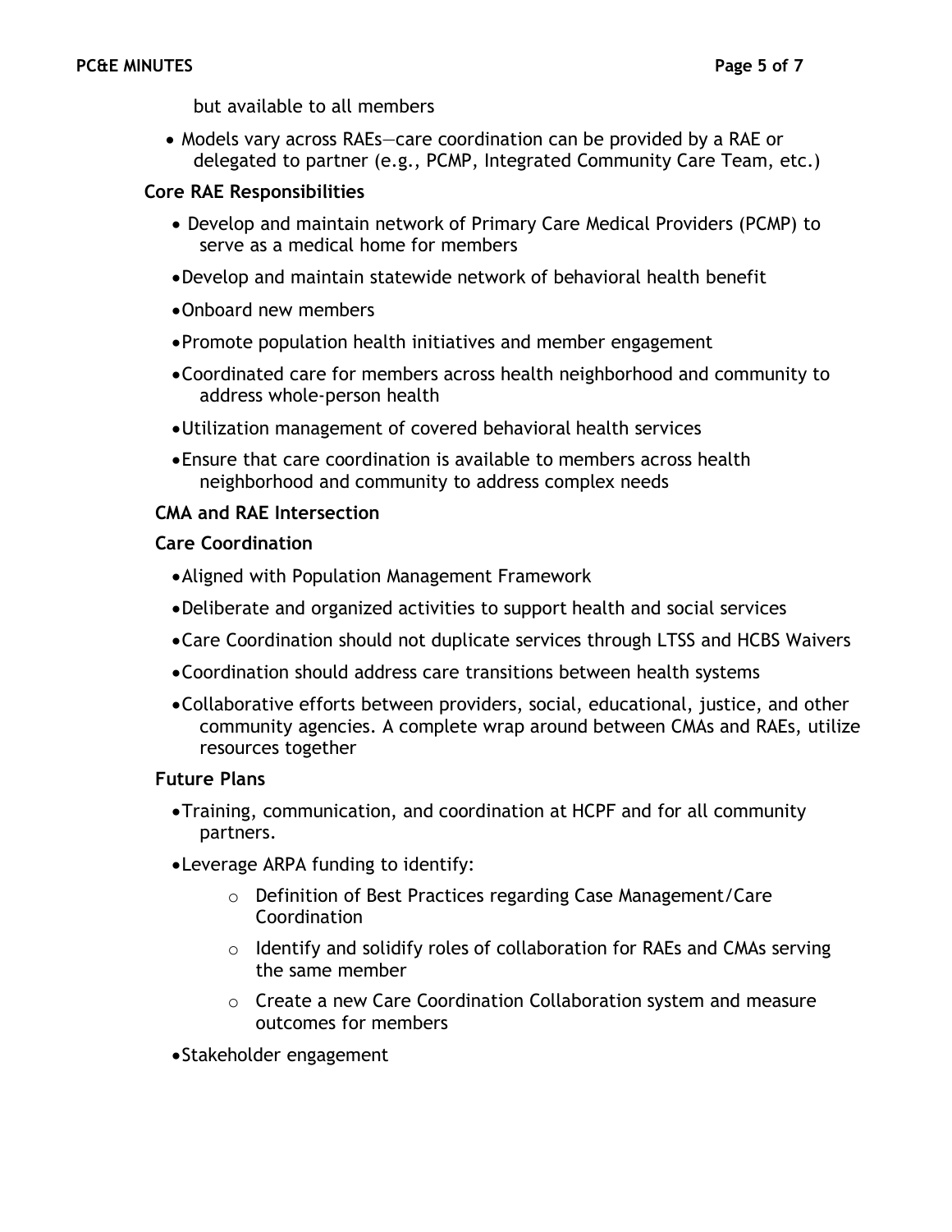but available to all members

- Models vary across RAEs—care coordination can be provided by a RAE or delegated to partner (e.g., PCMP, Integrated Community Care Team, etc.)

**Core RAE Responsibilities**

- Develop and maintain network of Primary Care Medical Providers (PCMP) to serve as a medical home for members
- Develop and maintain statewide network of behavioral health benefit
- Onboard new members
- Promote population health initiatives and member engagement
- Coordinated care for members across health neighborhood and community to address whole-person health
- Utilization management of covered behavioral health services
- Ensure that care coordination is available to members across health neighborhood and community to address complex needs

**CMA and RAE Intersection**

**Care Coordination**

- Aligned with Population Management Framework
- Deliberate and organized activities to support health and social services
- Care Coordination should not duplicate services through LTSS and HCBS Waivers
- Coordination should address care transitions between health systems
- Collaborative efforts between providers, social, educational, justice, and other community agencies. A complete wrap around between CMAs and RAEs, utilize resources together

**Future Plans**

- Training, communication, and coordination at HCPF and for all community partners.
- Leverage ARPA funding to identify:
  - Definition of Best Practices regarding Case Management/Care Coordination
  - Identify and solidify roles of collaboration for RAEs and CMAs serving the same member
  - Create a new Care Coordination Collaboration system and measure outcomes for members
- Stakeholder engagement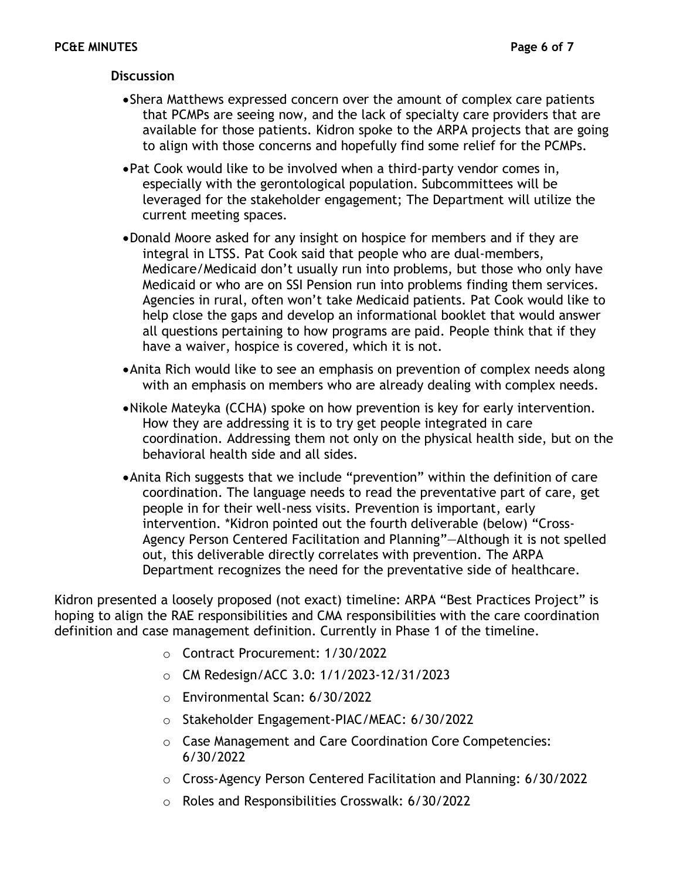**Discussion**

- Shera Matthews expressed concern over the amount of complex care patients that PCMPs are seeing now, and the lack of specialty care providers that are available for those patients. Kidron spoke to the ARPA projects that are going to align with those concerns and hopefully find some relief for the PCMPs.
- Pat Cook would like to be involved when a third-party vendor comes in, especially with the gerontological population. Subcommittees will be leveraged for the stakeholder engagement; The Department will utilize the current meeting spaces.
- Donald Moore asked for any insight on hospice for members and if they are integral in LTSS. Pat Cook said that people who are dual-members, Medicare/Medicaid don't usually run into problems, but those who only have Medicaid or who are on SSI Pension run into problems finding them services. Agencies in rural, often won't take Medicaid patients. Pat Cook would like to help close the gaps and develop an informational booklet that would answer all questions pertaining to how programs are paid. People think that if they have a waiver, hospice is covered, which it is not.
- Anita Rich would like to see an emphasis on prevention of complex needs along with an emphasis on members who are already dealing with complex needs.
- Nikole Mateyka (CCHA) spoke on how prevention is key for early intervention. How they are addressing it is to try get people integrated in care coordination. Addressing them not only on the physical health side, but on the behavioral health side and all sides.
- Anita Rich suggests that we include "prevention" within the definition of care coordination. The language needs to read the preventative part of care, get people in for their well-ness visits. Prevention is important, early intervention. *Kidron pointed out the fourth deliverable (below) "Cross-Agency Person Centered Facilitation and Planning"—Although it is not spelled out, this deliverable directly correlates with prevention. The ARPA Department recognizes the need for the preventative side of healthcare.

Kidron presented a loosely proposed (not exact) timeline: ARPA "Best Practices Project" is hoping to align the RAE responsibilities and CMA responsibilities with the care coordination definition and case management definition. Currently in Phase 1 of the timeline.

- Contract Procurement: 1/30/2022
- CM Redesign/ACC 3.0: 1/1/2023-12/31/2023
- Environmental Scan: 6/30/2022
- Stakeholder Engagement-PIAC/MEAC: 6/30/2022
- Case Management and Care Coordination Core Competencies: 6/30/2022
- Cross-Agency Person Centered Facilitation and Planning: 6/30/2022
- Roles and Responsibilities Crosswalk: 6/30/2022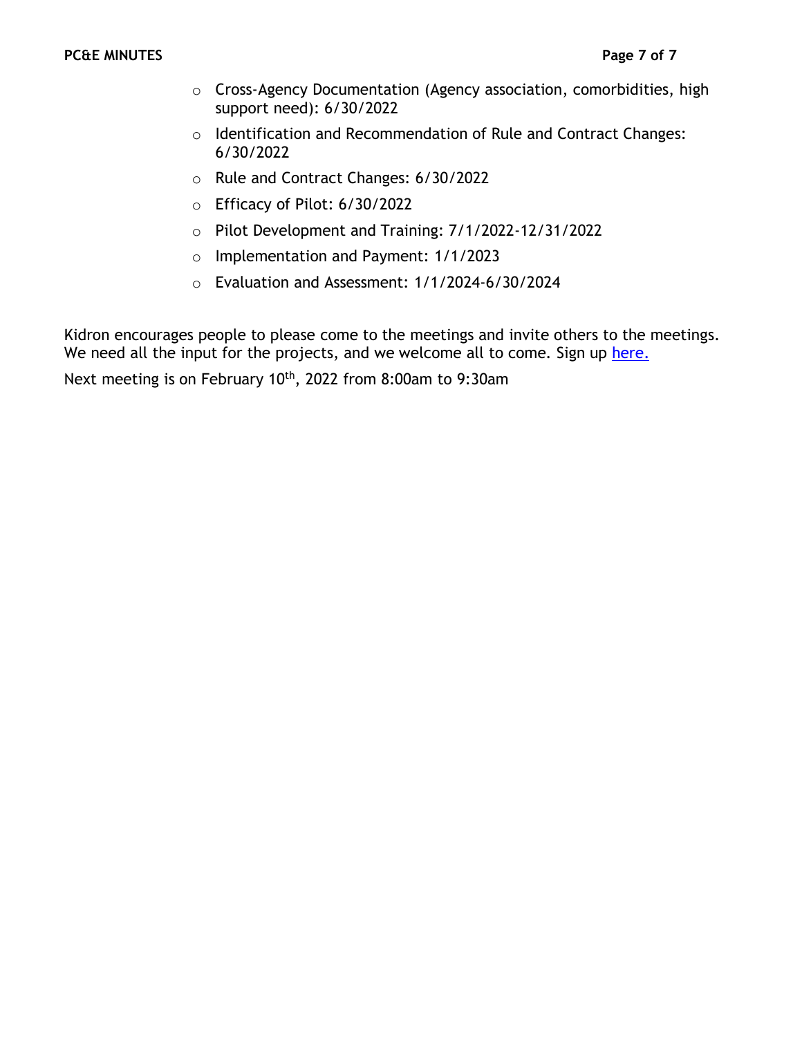- Cross-Agency Documentation (Agency association, comorbidities, high support need): 6/30/2022
- Identification and Recommendation of Rule and Contract Changes: 6/30/2022
- Rule and Contract Changes: 6/30/2022
- Efficacy of Pilot: 6/30/2022
- Pilot Development and Training: 7/1/2022-12/31/2022
- Implementation and Payment: 1/1/2023
- Evaluation and Assessment: 1/1/2024-6/30/2024

Kidron encourages people to please come to the meetings and invite others to the meetings. We need all the input for the projects, and we welcome all to come. Sign up here.

Next meeting is on February 10th, 2022 from 8:00am to 9:30am